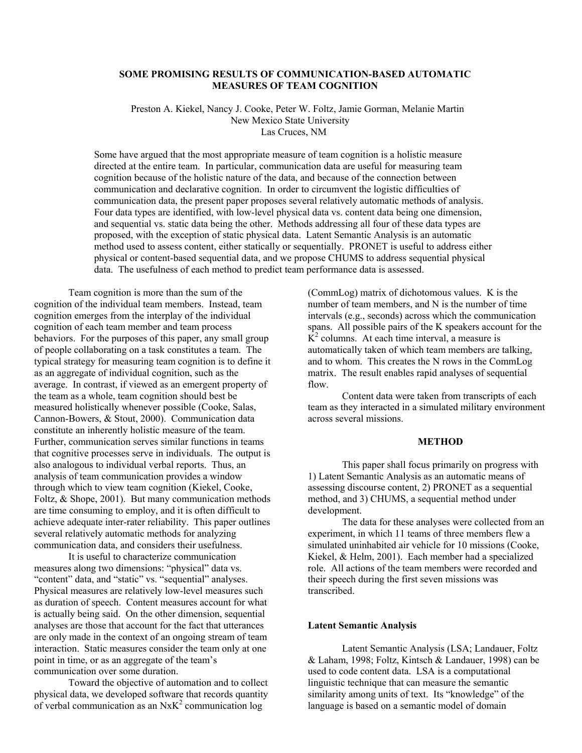# SOME PROMISING RESULTS OF COMMUNICATION-BASED AUTOMATIC MEASURES OF TEAM COGNITION

Preston A. Kiekel, Nancy J. Cooke, Peter W. Foltz, Jamie Gorman, Melanie Martin
New Mexico State University
Las Cruces, NM

Some have argued that the most appropriate measure of team cognition is a holistic measure directed at the entire team. In particular, communication data are useful for measuring team cognition because of the holistic nature of the data, and because of the connection between communication and declarative cognition. In order to circumvent the logistic difficulties of communication data, the present paper proposes several relatively automatic methods of analysis. Four data types are identified, with low-level physical data vs. content data being one dimension, and sequential vs. static data being the other. Methods addressing all four of these data types are proposed, with the exception of static physical data. Latent Semantic Analysis is an automatic method used to assess content, either statically or sequentially. PRONET is useful to address either physical or content-based sequential data, and we propose CHUMS to address sequential physical data. The usefulness of each method to predict team performance data is assessed.

Team cognition is more than the sum of the cognition of the individual team members. Instead, team cognition emerges from the interplay of the individual cognition of each team member and team process behaviors. For the purposes of this paper, any small group of people collaborating on a task constitutes a team. The typical strategy for measuring team cognition is to define it as an aggregate of individual cognition, such as the average. In contrast, if viewed as an emergent property of the team as a whole, team cognition should best be measured holistically whenever possible (Cooke, Salas, Cannon-Bowers, & Stout, 2000). Communication data constitute an inherently holistic measure of the team. Further, communication serves similar functions in teams that cognitive processes serve in individuals. The output is also analogous to individual verbal reports. Thus, an analysis of team communication provides a window through which to view team cognition (Kiekel, Cooke, Foltz, & Shope, 2001). But many communication methods are time consuming to employ, and it is often difficult to achieve adequate inter-rater reliability. This paper outlines several relatively automatic methods for analyzing communication data, and considers their usefulness.

It is useful to characterize communication measures along two dimensions: "physical" data vs. "content" data, and "static" vs. "sequential" analyses. Physical measures are relatively low-level measures such as duration of speech. Content measures account for what is actually being said. On the other dimension, sequential analyses are those that account for the fact that utterances are only made in the context of an ongoing stream of team interaction. Static measures consider the team only at one point in time, or as an aggregate of the team's communication over some duration.

Toward the objective of automation and to collect physical data, we developed software that records quantity of verbal communication as an $N \times K^2$ communication log (CommLog) matrix of dichotomous values. K is the number of team members, and N is the number of time intervals (e.g., seconds) across which the communication spans. All possible pairs of the K speakers account for the $K^2$ columns. At each time interval, a measure is automatically taken of which team members are talking, and to whom. This creates the N rows in the CommLog matrix. The result enables rapid analyses of sequential flow.

Content data were taken from transcripts of each team as they interacted in a simulated military environment across several missions.

## METHOD

This paper shall focus primarily on progress with 1) Latent Semantic Analysis as an automatic means of assessing discourse content, 2) PRONET as a sequential method, and 3) CHUMS, a sequential method under development.

The data for these analyses were collected from an experiment, in which 11 teams of three members flew a simulated uninhabited air vehicle for 10 missions (Cooke, Kiekel, & Helm, 2001). Each member had a specialized role. All actions of the team members were recorded and their speech during the first seven missions was transcribed.

### Latent Semantic Analysis

Latent Semantic Analysis (LSA; Landauer, Foltz & Laham, 1998; Foltz, Kintsch & Landauer, 1998) can be used to code content data. LSA is a computational linguistic technique that can measure the semantic similarity among units of text. Its "knowledge" of the language is based on a semantic model of domain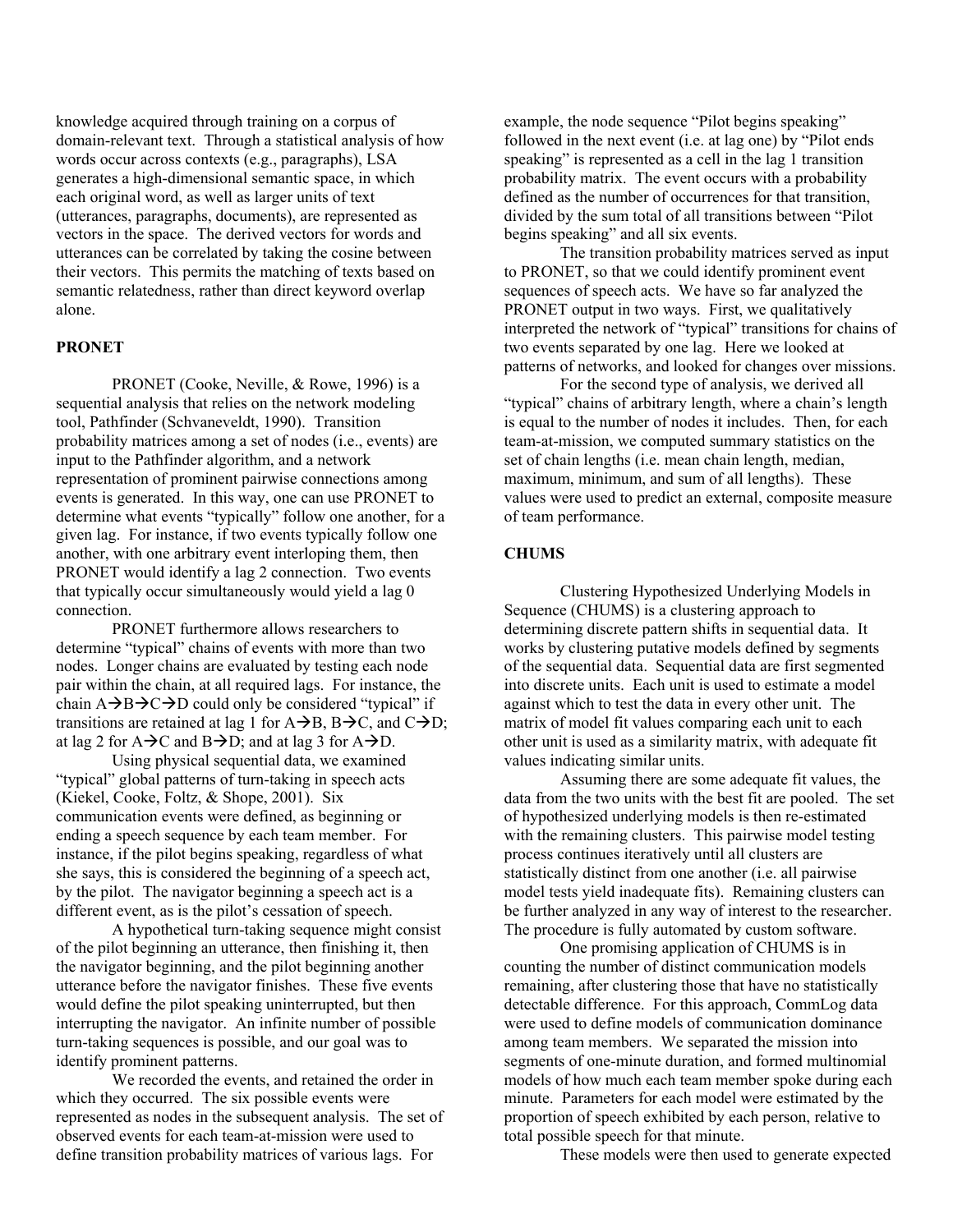knowledge acquired through training on a corpus of domain-relevant text. Through a statistical analysis of how words occur across contexts (e.g., paragraphs), LSA generates a high-dimensional semantic space, in which each original word, as well as larger units of text (utterances, paragraphs, documents), are represented as vectors in the space. The derived vectors for words and utterances can be correlated by taking the cosine between their vectors. This permits the matching of texts based on semantic relatedness, rather than direct keyword overlap alone.

## PRONET

PRONET (Cooke, Neville, & Rowe, 1996) is a sequential analysis that relies on the network modeling tool, Pathfinder (Schvaneveldt, 1990). Transition probability matrices among a set of nodes (i.e., events) are input to the Pathfinder algorithm, and a network representation of prominent pairwise connections among events is generated. In this way, one can use PRONET to determine what events "typically" follow one another, for a given lag. For instance, if two events typically follow one another, with one arbitrary event interloping them, then PRONET would identify a lag 2 connection. Two events that typically occur simultaneously would yield a lag 0 connection.

PRONET furthermore allows researchers to determine "typical" chains of events with more than two nodes. Longer chains are evaluated by testing each node pair within the chain, at all required lags. For instance, the chain A→B→C→D could only be considered "typical" if transitions are retained at lag 1 for A→B, B→C, and C→D; at lag 2 for A→C and B→D; and at lag 3 for A→D.

Using physical sequential data, we examined "typical" global patterns of turn-taking in speech acts (Kiekel, Cooke, Foltz, & Shope, 2001). Six communication events were defined, as beginning or ending a speech sequence by each team member. For instance, if the pilot begins speaking, regardless of what she says, this is considered the beginning of a speech act, by the pilot. The navigator beginning a speech act is a different event, as is the pilot's cessation of speech.

A hypothetical turn-taking sequence might consist of the pilot beginning an utterance, then finishing it, then the navigator beginning, and the pilot beginning another utterance before the navigator finishes. These five events would define the pilot speaking uninterrupted, but then interrupting the navigator. An infinite number of possible turn-taking sequences is possible, and our goal was to identify prominent patterns.

We recorded the events, and retained the order in which they occurred. The six possible events were represented as nodes in the subsequent analysis. The set of observed events for each team-at-mission were used to define transition probability matrices of various lags. For example, the node sequence "Pilot begins speaking" followed in the next event (i.e. at lag one) by "Pilot ends speaking" is represented as a cell in the lag 1 transition probability matrix. The event occurs with a probability defined as the number of occurrences for that transition, divided by the sum total of all transitions between "Pilot begins speaking" and all six events.

The transition probability matrices served as input to PRONET, so that we could identify prominent event sequences of speech acts. We have so far analyzed the PRONET output in two ways. First, we qualitatively interpreted the network of "typical" transitions for chains of two events separated by one lag. Here we looked at patterns of networks, and looked for changes over missions.

For the second type of analysis, we derived all "typical" chains of arbitrary length, where a chain's length is equal to the number of nodes it includes. Then, for each team-at-mission, we computed summary statistics on the set of chain lengths (i.e. mean chain length, median, maximum, minimum, and sum of all lengths). These values were used to predict an external, composite measure of team performance.

## CHUMS

Clustering Hypothesized Underlying Models in Sequence (CHUMS) is a clustering approach to determining discrete pattern shifts in sequential data. It works by clustering putative models defined by segments of the sequential data. Sequential data are first segmented into discrete units. Each unit is used to estimate a model against which to test the data in every other unit. The matrix of model fit values comparing each unit to each other unit is used as a similarity matrix, with adequate fit values indicating similar units.

Assuming there are some adequate fit values, the data from the two units with the best fit are pooled. The set of hypothesized underlying models is then re-estimated with the remaining clusters. This pairwise model testing process continues iteratively until all clusters are statistically distinct from one another (i.e. all pairwise model tests yield inadequate fits). Remaining clusters can be further analyzed in any way of interest to the researcher. The procedure is fully automated by custom software.

One promising application of CHUMS is in counting the number of distinct communication models remaining, after clustering those that have no statistically detectable difference. For this approach, CommLog data were used to define models of communication dominance among team members. We separated the mission into segments of one-minute duration, and formed multinomial models of how much each team member spoke during each minute. Parameters for each model were estimated by the proportion of speech exhibited by each person, relative to total possible speech for that minute.

These models were then used to generate expected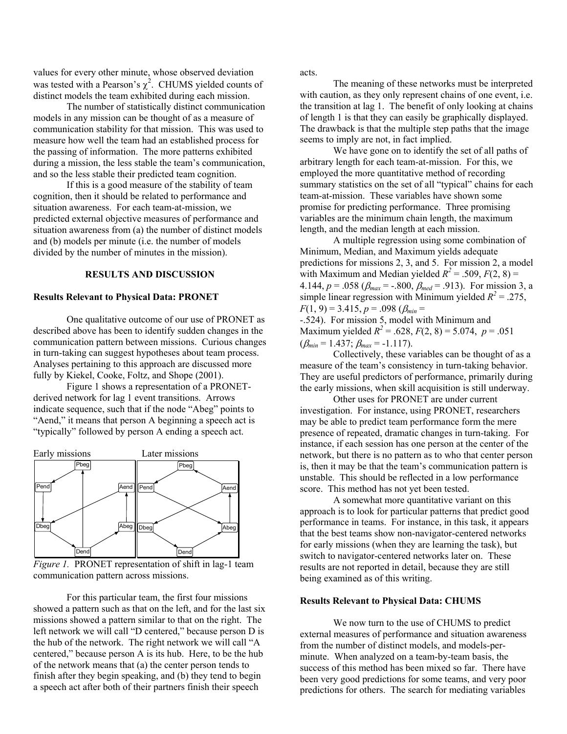values for every other minute, whose observed deviation was tested with a Pearson's $\chi^2$. CHUMS yielded counts of distinct models the team exhibited during each mission.

The number of statistically distinct communication models in any mission can be thought of as a measure of communication stability for that mission. This was used to measure how well the team had an established process for the passing of information. The more patterns exhibited during a mission, the less stable the team's communication, and so the less stable their predicted team cognition.

If this is a good measure of the stability of team cognition, then it should be related to performance and situation awareness. For each team-at-mission, we predicted external objective measures of performance and situation awareness from (a) the number of distinct models and (b) models per minute (i.e. the number of models divided by the number of minutes in the mission).

## RESULTS AND DISCUSSION

### Results Relevant to Physical Data: PRONET

One qualitative outcome of our use of PRONET as described above has been to identify sudden changes in the communication pattern between missions. Curious changes in turn-taking can suggest hypotheses about team process. Analyses pertaining to this approach are discussed more fully by Kiekel, Cooke, Foltz, and Shope (2001).

Figure 1 shows a representation of a PRONET-derived network for lag 1 event transitions. Arrows indicate sequence, such that if the node "Abeg" points to "Aend," it means that person A beginning a speech act is "typically" followed by person A ending a speech act.

Early missions Later missions

*Figure 1.* PRONET representation of shift in lag-1 team communication pattern across missions.

For this particular team, the first four missions showed a pattern such as that on the left, and for the last six missions showed a pattern similar to that on the right. The left network we will call "D centered," because person D is the hub of the network. The right network we will call "A centered," because person A is its hub. Here, to be the hub of the network means that (a) the center person tends to finish after they begin speaking, and (b) they tend to begin a speech act after both of their partners finish their speech acts.

The meaning of these networks must be interpreted with caution, as they only represent chains of one event, i.e. the transition at lag 1. The benefit of only looking at chains of length 1 is that they can easily be graphically displayed. The drawback is that the multiple step paths that the image seems to imply are not, in fact implied.

We have gone on to identify the set of all paths of arbitrary length for each team-at-mission. For this, we employed the more quantitative method of recording summary statistics on the set of all "typical" chains for each team-at-mission. These variables have shown some promise for predicting performance. Three promising variables are the minimum chain length, the maximum length, and the median length at each mission.

A multiple regression using some combination of Minimum, Median, and Maximum yields adequate predictions for missions 2, 3, and 5. For mission 2, a model with Maximum and Median yielded $R^2 = .509$, $F(2, 8) = 4.144$, $p = .058$ ($\beta_{max} = -.800$, $\beta_{med} = .913$). For mission 3, a simple linear regression with Minimum yielded $R^2 = .275$, $F(1, 9) = 3.415$, $p = .098$ ($\beta_{min} = -.524$). For mission 5, model with Minimum and Maximum yielded $R^2 = .628$, $F(2, 8) = 5.074$, $p = .051$ ($\beta_{min} = 1.437$; $\beta_{max} = -1.117$).

Collectively, these variables can be thought of as a measure of the team's consistency in turn-taking behavior. They are useful predictors of performance, primarily during the early missions, when skill acquisition is still underway.

Other uses for PRONET are under current investigation. For instance, using PRONET, researchers may be able to predict team performance form the mere presence of repeated, dramatic changes in turn-taking. For instance, if each session has one person at the center of the network, but there is no pattern as to who that center person is, then it may be that the team's communication pattern is unstable. This should be reflected in a low performance score. This method has not yet been tested.

A somewhat more quantitative variant on this approach is to look for particular patterns that predict good performance in teams. For instance, in this task, it appears that the best teams show non-navigator-centered networks for early missions (when they are learning the task), but switch to navigator-centered networks later on. These results are not reported in detail, because they are still being examined as of this writing.

### Results Relevant to Physical Data: CHUMS

We now turn to the use of CHUMS to predict external measures of performance and situation awareness from the number of distinct models, and models-per-minute. When analyzed on a team-by-team basis, the success of this method has been mixed so far. There have been very good predictions for some teams, and very poor predictions for others. The search for mediating variables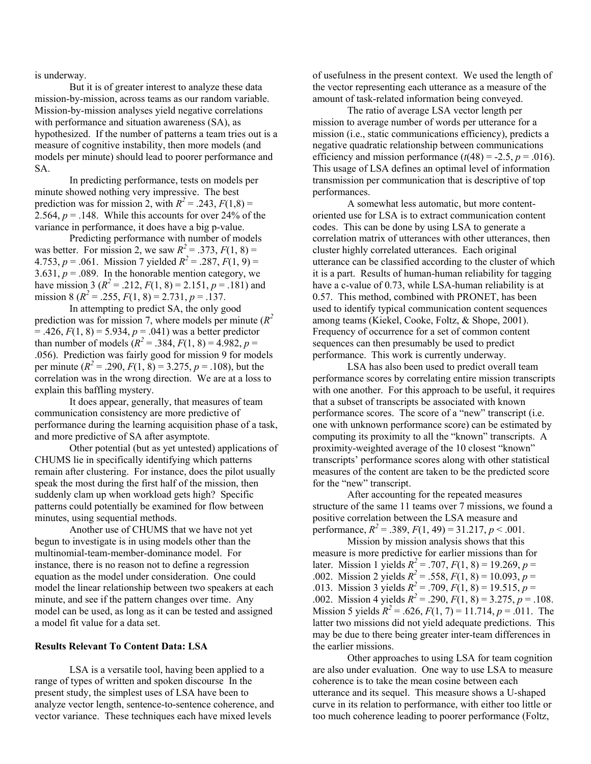is underway.

But it is of greater interest to analyze these data mission-by-mission, across teams as our random variable. Mission-by-mission analyses yield negative correlations with performance and situation awareness (SA), as hypothesized. If the number of patterns a team tries out is a measure of cognitive instability, then more models (and models per minute) should lead to poorer performance and SA.

In predicting performance, tests on models per minute showed nothing very impressive. The best prediction was for mission 2, with $R^2 = .243$, $F(1,8) = 2.564$, $p = .148$. While this accounts for over 24% of the variance in performance, it does have a big p-value.

Predicting performance with number of models was better. For mission 2, we saw $R^2 = .373$, $F(1, 8) = 4.753$, $p = .061$. Mission 7 yielded $R^2 = .287$, $F(1, 9) = 3.631$, $p = .089$. In the honorable mention category, we have mission 3 ($R^2 = .212$, $F(1, 8) = 2.151$, $p = .181$) and mission 8 ($R^2 = .255$, $F(1, 8) = 2.731$, $p = .137$.

In attempting to predict SA, the only good prediction was for mission 7, where models per minute ($R^2 = .426$, $F(1, 8) = 5.934$, $p = .041$) was a better predictor than number of models ($R^2 = .384$, $F(1, 8) = 4.982$, $p = .056$). Prediction was fairly good for mission 9 for models per minute ($R^2 = .290$, $F(1, 8) = 3.275$, $p = .108$), but the correlation was in the wrong direction. We are at a loss to explain this baffling mystery.

It does appear, generally, that measures of team communication consistency are more predictive of performance during the learning acquisition phase of a task, and more predictive of SA after asymptote.

Other potential (but as yet untested) applications of CHUMS lie in specifically identifying which patterns remain after clustering. For instance, does the pilot usually speak the most during the first half of the mission, then suddenly clam up when workload gets high? Specific patterns could potentially be examined for flow between minutes, using sequential methods.

Another use of CHUMS that we have not yet begun to investigate is in using models other than the multinomial-team-member-dominance model. For instance, there is no reason not to define a regression equation as the model under consideration. One could model the linear relationship between two speakers at each minute, and see if the pattern changes over time. Any model can be used, as long as it can be tested and assigned a model fit value for a data set.

**Results Relevant To Content Data: LSA**

LSA is a versatile tool, having been applied to a range of types of written and spoken discourse In the present study, the simplest uses of LSA have been to analyze vector length, sentence-to-sentence coherence, and vector variance. These techniques each have mixed levels of usefulness in the present context. We used the length of the vector representing each utterance as a measure of the amount of task-related information being conveyed.

The ratio of average LSA vector length per mission to average number of words per utterance for a mission (i.e., static communications efficiency), predicts a negative quadratic relationship between communications efficiency and mission performance ($t(48) = -2.5$, $p = .016$). This usage of LSA defines an optimal level of information transmission per communication that is descriptive of top performances.

A somewhat less automatic, but more content-oriented use for LSA is to extract communication content codes. This can be done by using LSA to generate a correlation matrix of utterances with other utterances, then cluster highly correlated utterances. Each original utterance can be classified according to the cluster of which it is a part. Results of human-human reliability for tagging have a c-value of 0.73, while LSA-human reliability is at 0.57. This method, combined with PRONET, has been used to identify typical communication content sequences among teams (Kiekel, Cooke, Foltz, & Shope, 2001). Frequency of occurrence for a set of common content sequences can then presumably be used to predict performance. This work is currently underway.

LSA has also been used to predict overall team performance scores by correlating entire mission transcripts with one another. For this approach to be useful, it requires that a subset of transcripts be associated with known performance scores. The score of a "new" transcript (i.e. one with unknown performance score) can be estimated by computing its proximity to all the "known" transcripts. A proximity-weighted average of the 10 closest "known" transcripts' performance scores along with other statistical measures of the content are taken to be the predicted score for the "new" transcript.

After accounting for the repeated measures structure of the same 11 teams over 7 missions, we found a positive correlation between the LSA measure and performance, $R^2 = .389$, $F(1, 49) = 31.217$, $p < .001$.

Mission by mission analysis shows that this measure is more predictive for earlier missions than for later. Mission 1 yields $R^2 = .707$, $F(1, 8) = 19.269$, $p = .002$. Mission 2 yields $R^2 = .558$, $F(1, 8) = 10.093$, $p = .013$. Mission 3 yields $R^2 = .709$, $F(1, 8) = 19.515$, $p = .002$. Mission 4 yields $R^2 = .290$, $F(1, 8) = 3.275$, $p = .108$. Mission 5 yields $R^2 = .626$, $F(1, 7) = 11.714$, $p = .011$. The latter two missions did not yield adequate predictions. This may be due to there being greater inter-team differences in the earlier missions.

Other approaches to using LSA for team cognition are also under evaluation. One way to use LSA to measure coherence is to take the mean cosine between each utterance and its sequel. This measure shows a U-shaped curve in its relation to performance, with either too little or too much coherence leading to poorer performance (Foltz,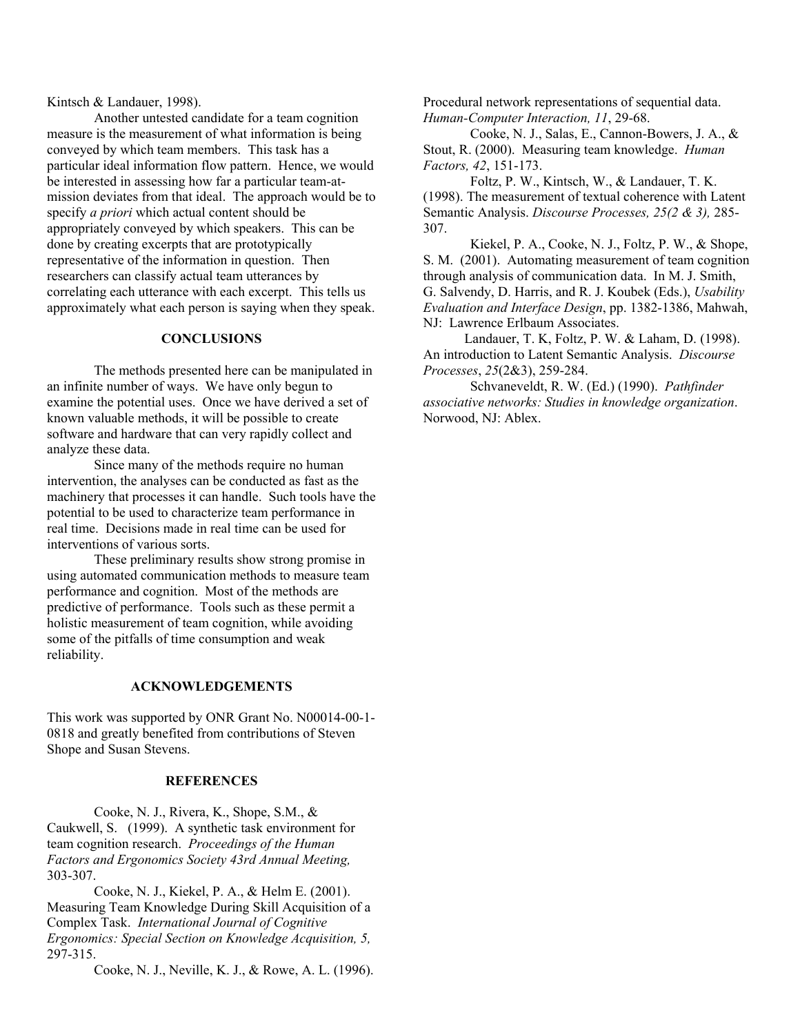Kintsch & Landauer, 1998).

Another untested candidate for a team cognition measure is the measurement of what information is being conveyed by which team members. This task has a particular ideal information flow pattern. Hence, we would be interested in assessing how far a particular team-at-mission deviates from that ideal. The approach would be to specify *a priori* which actual content should be appropriately conveyed by which speakers. This can be done by creating excerpts that are prototypically representative of the information in question. Then researchers can classify actual team utterances by correlating each utterance with each excerpt. This tells us approximately what each person is saying when they speak.

## CONCLUSIONS

The methods presented here can be manipulated in an infinite number of ways. We have only begun to examine the potential uses. Once we have derived a set of known valuable methods, it will be possible to create software and hardware that can very rapidly collect and analyze these data.

Since many of the methods require no human intervention, the analyses can be conducted as fast as the machinery that processes it can handle. Such tools have the potential to be used to characterize team performance in real time. Decisions made in real time can be used for interventions of various sorts.

These preliminary results show strong promise in using automated communication methods to measure team performance and cognition. Most of the methods are predictive of performance. Tools such as these permit a holistic measurement of team cognition, while avoiding some of the pitfalls of time consumption and weak reliability.

## ACKNOWLEDGEMENTS

This work was supported by ONR Grant No. N00014-00-1-0818 and greatly benefited from contributions of Steven Shope and Susan Stevens.

## REFERENCES

Cooke, N. J., Rivera, K., Shope, S.M., & Caukwell, S. (1999). A synthetic task environment for team cognition research. *Proceedings of the Human Factors and Ergonomics Society 43rd Annual Meeting,* 303-307.

Cooke, N. J., Kiekel, P. A., & Helm E. (2001). Measuring Team Knowledge During Skill Acquisition of a Complex Task. *International Journal of Cognitive Ergonomics: Special Section on Knowledge Acquisition, 5,* 297-315.

Cooke, N. J., Neville, K. J., & Rowe, A. L. (1996). Procedural network representations of sequential data. *Human-Computer Interaction, 11*, 29-68.

Cooke, N. J., Salas, E., Cannon-Bowers, J. A., & Stout, R. (2000). Measuring team knowledge. *Human Factors, 42*, 151-173.

Foltz, P. W., Kintsch, W., & Landauer, T. K. (1998). The measurement of textual coherence with Latent Semantic Analysis. *Discourse Processes, 25(2 & 3),* 285-307.

Kiekel, P. A., Cooke, N. J., Foltz, P. W., & Shope, S. M. (2001). Automating measurement of team cognition through analysis of communication data. In M. J. Smith, G. Salvendy, D. Harris, and R. J. Koubek (Eds.), *Usability Evaluation and Interface Design*, pp. 1382-1386, Mahwah, NJ: Lawrence Erlbaum Associates.

Landauer, T. K, Foltz, P. W. & Laham, D. (1998). An introduction to Latent Semantic Analysis. *Discourse Processes*, *25*(2&3), 259-284.

Schvaneveldt, R. W. (Ed.) (1990). *Pathfinder associative networks: Studies in knowledge organization*. Norwood, NJ: Ablex.